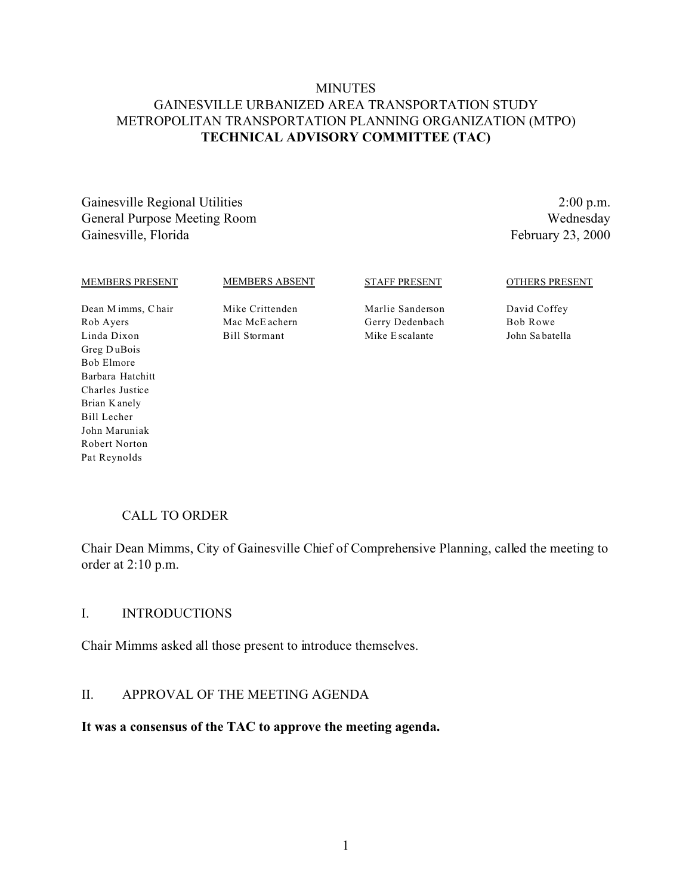# MINUTES
# GAINESVILLE URBANIZED AREA TRANSPORTATION STUDY
# METROPOLITAN TRANSPORTATION PLANNING ORGANIZATION (MTPO)
# TECHNICAL ADVISORY COMMITTEE (TAC)

Gainesville Regional Utilities
General Purpose Meeting Room
Gainesville, Florida

2:00 p.m.
Wednesday
February 23, 2000

| MEMBERS PRESENT | MEMBERS ABSENT | STAFF PRESENT | OTHERS PRESENT |
|---|---|---|---|
| Dean Mimms, Chair | Mike Crittenden | Marlie Sanderson | David Coffey |
| Rob Ayers | Mac McEachern | Gerry Dedenbach | Bob Rowe |
| Linda Dixon | Bill Stormant | Mike Escalante | John Sabatella |
| Greg DuBois | | | |
| Bob Elmore | | | |
| Barbara Hatchitt | | | |
| Charles Justice | | | |
| Brian Kanely | | | |
| Bill Lecher | | | |
| John Maruniak | | | |
| Robert Norton | | | |
| Pat Reynolds | | | |

## CALL TO ORDER

Chair Dean Mimms, City of Gainesville Chief of Comprehensive Planning, called the meeting to order at 2:10 p.m.

## I. INTRODUCTIONS

Chair Mimms asked all those present to introduce themselves.

## II. APPROVAL OF THE MEETING AGENDA

**It was a consensus of the TAC to approve the meeting agenda.**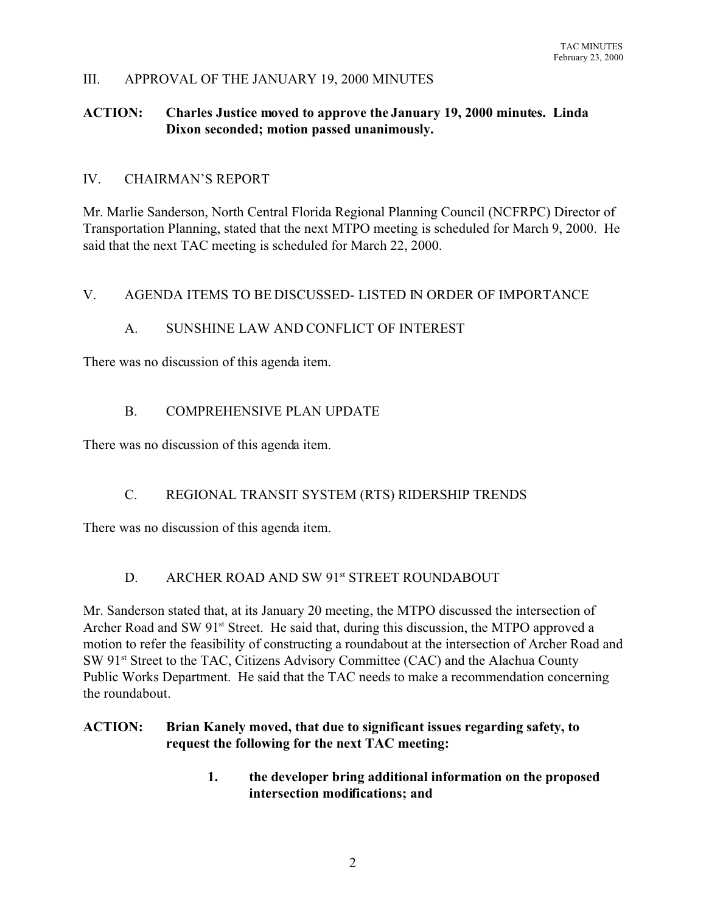## III. APPROVAL OF THE JANUARY 19, 2000 MINUTES

**ACTION: Charles Justice moved to approve the January 19, 2000 minutes. Linda Dixon seconded; motion passed unanimously.**

## IV. CHAIRMAN'S REPORT

Mr. Marlie Sanderson, North Central Florida Regional Planning Council (NCFRPC) Director of Transportation Planning, stated that the next MTPO meeting is scheduled for March 9, 2000. He said that the next TAC meeting is scheduled for March 22, 2000.

## V. AGENDA ITEMS TO BE DISCUSSED- LISTED IN ORDER OF IMPORTANCE

### A. SUNSHINE LAW AND CONFLICT OF INTEREST

There was no discussion of this agenda item.

### B. COMPREHENSIVE PLAN UPDATE

There was no discussion of this agenda item.

### C. REGIONAL TRANSIT SYSTEM (RTS) RIDERSHIP TRENDS

There was no discussion of this agenda item.

### D. ARCHER ROAD AND SW 91st STREET ROUNDABOUT

Mr. Sanderson stated that, at its January 20 meeting, the MTPO discussed the intersection of Archer Road and SW 91st Street. He said that, during this discussion, the MTPO approved a motion to refer the feasibility of constructing a roundabout at the intersection of Archer Road and SW 91st Street to the TAC, Citizens Advisory Committee (CAC) and the Alachua County Public Works Department. He said that the TAC needs to make a recommendation concerning the roundabout.

**ACTION: Brian Kanely moved, that due to significant issues regarding safety, to request the following for the next TAC meeting:**

1. **the developer bring additional information on the proposed intersection modifications; and**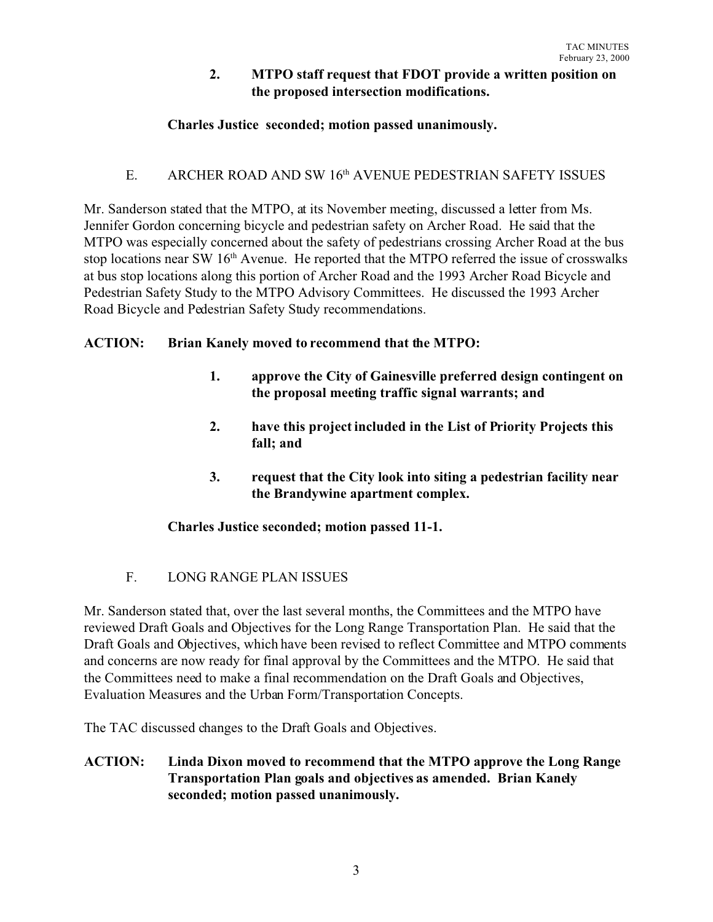**2. MTPO staff request that FDOT provide a written position on the proposed intersection modifications.**

**Charles Justice seconded; motion passed unanimously.**

E. ARCHER ROAD AND SW 16th AVENUE PEDESTRIAN SAFETY ISSUES

Mr. Sanderson stated that the MTPO, at its November meeting, discussed a letter from Ms. Jennifer Gordon concerning bicycle and pedestrian safety on Archer Road. He said that the MTPO was especially concerned about the safety of pedestrians crossing Archer Road at the bus stop locations near SW 16th Avenue. He reported that the MTPO referred the issue of crosswalks at bus stop locations along this portion of Archer Road and the 1993 Archer Road Bicycle and Pedestrian Safety Study to the MTPO Advisory Committees. He discussed the 1993 Archer Road Bicycle and Pedestrian Safety Study recommendations.

**ACTION: Brian Kanely moved to recommend that the MTPO:**

**1. approve the City of Gainesville preferred design contingent on the proposal meeting traffic signal warrants; and**

**2. have this project included in the List of Priority Projects this fall; and**

**3. request that the City look into siting a pedestrian facility near the Brandywine apartment complex.**

**Charles Justice seconded; motion passed 11-1.**

F. LONG RANGE PLAN ISSUES

Mr. Sanderson stated that, over the last several months, the Committees and the MTPO have reviewed Draft Goals and Objectives for the Long Range Transportation Plan. He said that the Draft Goals and Objectives, which have been revised to reflect Committee and MTPO comments and concerns are now ready for final approval by the Committees and the MTPO. He said that the Committees need to make a final recommendation on the Draft Goals and Objectives, Evaluation Measures and the Urban Form/Transportation Concepts.

The TAC discussed changes to the Draft Goals and Objectives.

**ACTION: Linda Dixon moved to recommend that the MTPO approve the Long Range Transportation Plan goals and objectives as amended. Brian Kanely seconded; motion passed unanimously.**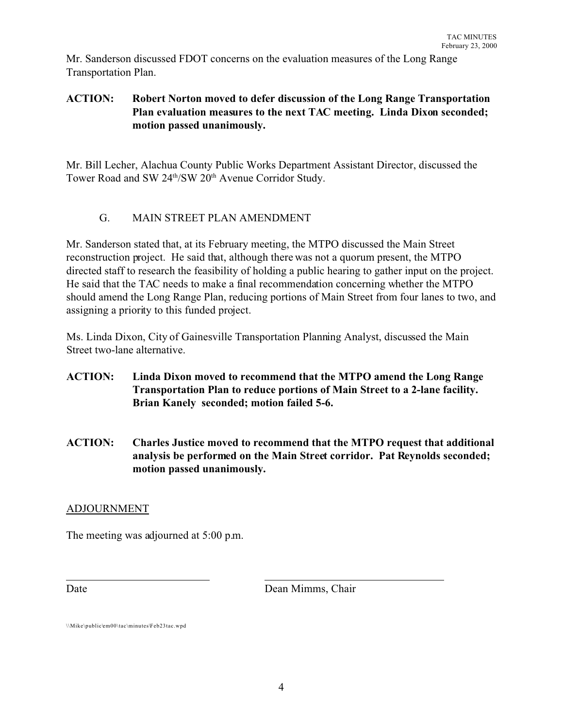Mr. Sanderson discussed FDOT concerns on the evaluation measures of the Long Range Transportation Plan.

**ACTION: Robert Norton moved to defer discussion of the Long Range Transportation Plan evaluation measures to the next TAC meeting. Linda Dixon seconded; motion passed unanimously.**

Mr. Bill Lecher, Alachua County Public Works Department Assistant Director, discussed the Tower Road and SW 24th/SW 20th Avenue Corridor Study.

### G. MAIN STREET PLAN AMENDMENT

Mr. Sanderson stated that, at its February meeting, the MTPO discussed the Main Street reconstruction project. He said that, although there was not a quorum present, the MTPO directed staff to research the feasibility of holding a public hearing to gather input on the project. He said that the TAC needs to make a final recommendation concerning whether the MTPO should amend the Long Range Plan, reducing portions of Main Street from four lanes to two, and assigning a priority to this funded project.

Ms. Linda Dixon, City of Gainesville Transportation Planning Analyst, discussed the Main Street two-lane alternative.

**ACTION: Linda Dixon moved to recommend that the MTPO amend the Long Range Transportation Plan to reduce portions of Main Street to a 2-lane facility. Brian Kanely seconded; motion failed 5-6.**

**ACTION: Charles Justice moved to recommend that the MTPO request that additional analysis be performed on the Main Street corridor. Pat Reynolds seconded; motion passed unanimously.**

## ADJOURNMENT

The meeting was adjourned at 5:00 p.m.

\_\_\_\_\_\_\_\_\_\_\_\_\_\_\_\_\_\_\_\_\_\_\_\_\_\_ \_\_\_\_\_\_\_\_\_\_\_\_\_\_\_\_\_\_\_\_\_\_\_\_\_\_\_\_\_\_\_\_

Date Dean Mimms, Chair

\\Mike\public\em00\tac\minutes\Feb23tac.wpd